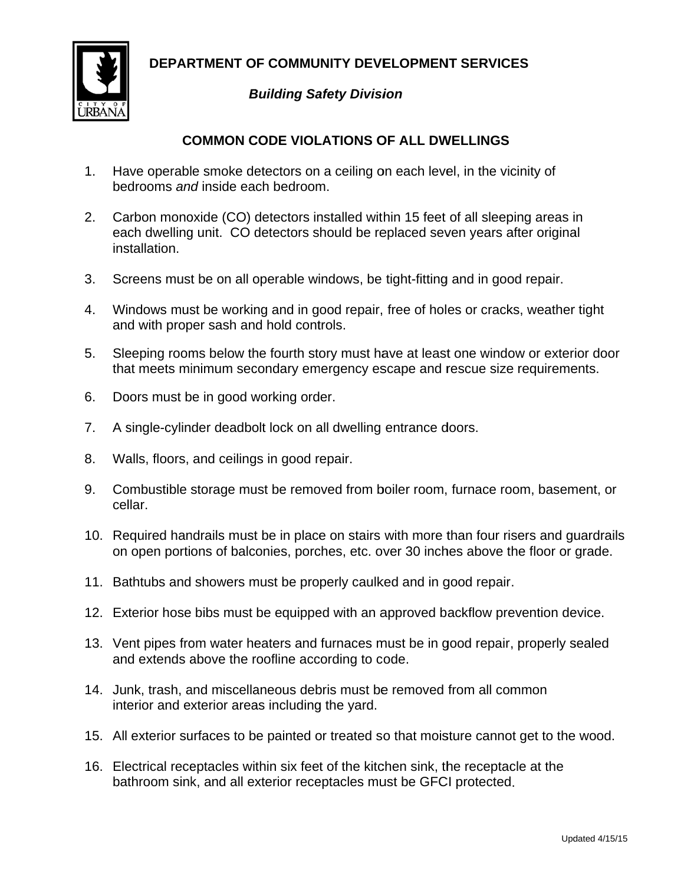**DEPARTMENT OF COMMUNITY DEVELOPMENT SERVICES**

***Building Safety Division***

# COMMON CODE VIOLATIONS OF ALL DWELLINGS

1. Have operable smoke detectors on a ceiling on each level, in the vicinity of bedrooms *and* inside each bedroom.

2. Carbon monoxide (CO) detectors installed within 15 feet of all sleeping areas in each dwelling unit. CO detectors should be replaced seven years after original installation.

3. Screens must be on all operable windows, be tight-fitting and in good repair.

4. Windows must be working and in good repair, free of holes or cracks, weather tight and with proper sash and hold controls.

5. Sleeping rooms below the fourth story must have at least one window or exterior door that meets minimum secondary emergency escape and rescue size requirements.

6. Doors must be in good working order.

7. A single-cylinder deadbolt lock on all dwelling entrance doors.

8. Walls, floors, and ceilings in good repair.

9. Combustible storage must be removed from boiler room, furnace room, basement, or cellar.

10. Required handrails must be in place on stairs with more than four risers and guardrails on open portions of balconies, porches, etc. over 30 inches above the floor or grade.

11. Bathtubs and showers must be properly caulked and in good repair.

12. Exterior hose bibs must be equipped with an approved backflow prevention device.

13. Vent pipes from water heaters and furnaces must be in good repair, properly sealed and extends above the roofline according to code.

14. Junk, trash, and miscellaneous debris must be removed from all common interior and exterior areas including the yard.

15. All exterior surfaces to be painted or treated so that moisture cannot get to the wood.

16. Electrical receptacles within six feet of the kitchen sink, the receptacle at the bathroom sink, and all exterior receptacles must be GFCI protected.

Updated 4/15/15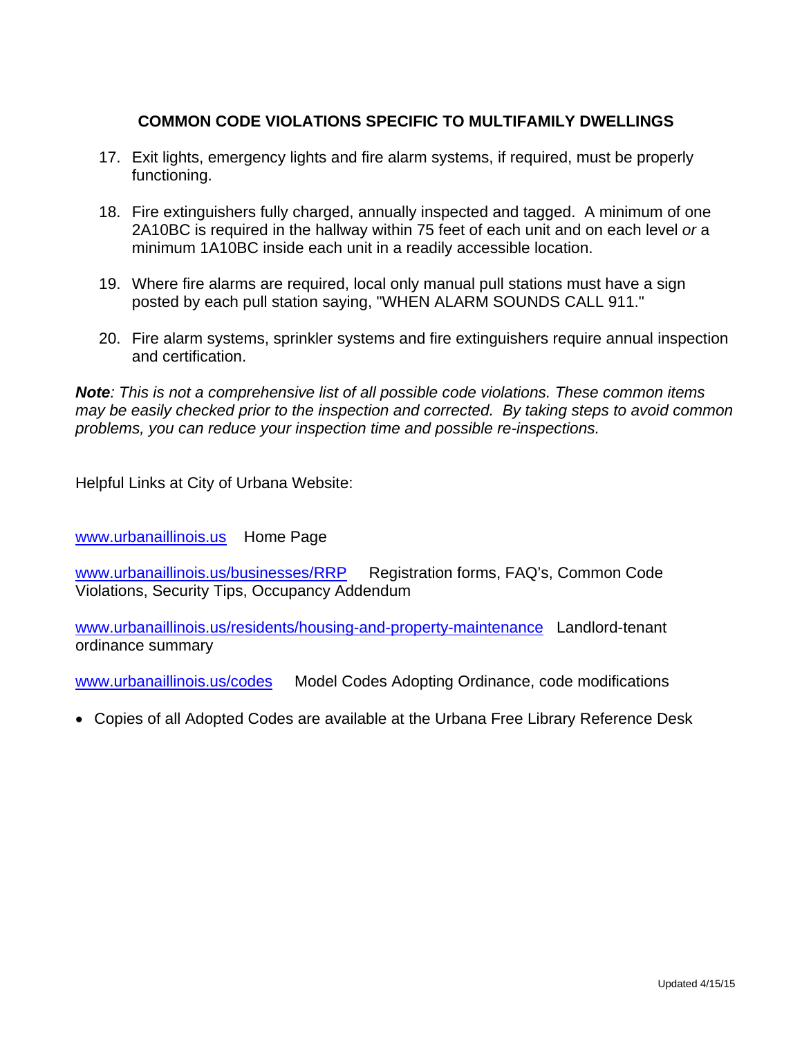## COMMON CODE VIOLATIONS SPECIFIC TO MULTIFAMILY DWELLINGS

17. Exit lights, emergency lights and fire alarm systems, if required, must be properly functioning.

18. Fire extinguishers fully charged, annually inspected and tagged. A minimum of one 2A10BC is required in the hallway within 75 feet of each unit and on each level *or* a minimum 1A10BC inside each unit in a readily accessible location.

19. Where fire alarms are required, local only manual pull stations must have a sign posted by each pull station saying, "WHEN ALARM SOUNDS CALL 911."

20. Fire alarm systems, sprinkler systems and fire extinguishers require annual inspection and certification.

***Note**: This is not a comprehensive list of all possible code violations. These common items may be easily checked prior to the inspection and corrected. By taking steps to avoid common problems, you can reduce your inspection time and possible re-inspections.*

Helpful Links at City of Urbana Website:

www.urbanaillinois.us Home Page

www.urbanaillinois.us/businesses/RRP Registration forms, FAQ's, Common Code Violations, Security Tips, Occupancy Addendum

www.urbanaillinois.us/residents/housing-and-property-maintenance Landlord-tenant ordinance summary

www.urbanaillinois.us/codes Model Codes Adopting Ordinance, code modifications

- Copies of all Adopted Codes are available at the Urbana Free Library Reference Desk

Updated 4/15/15